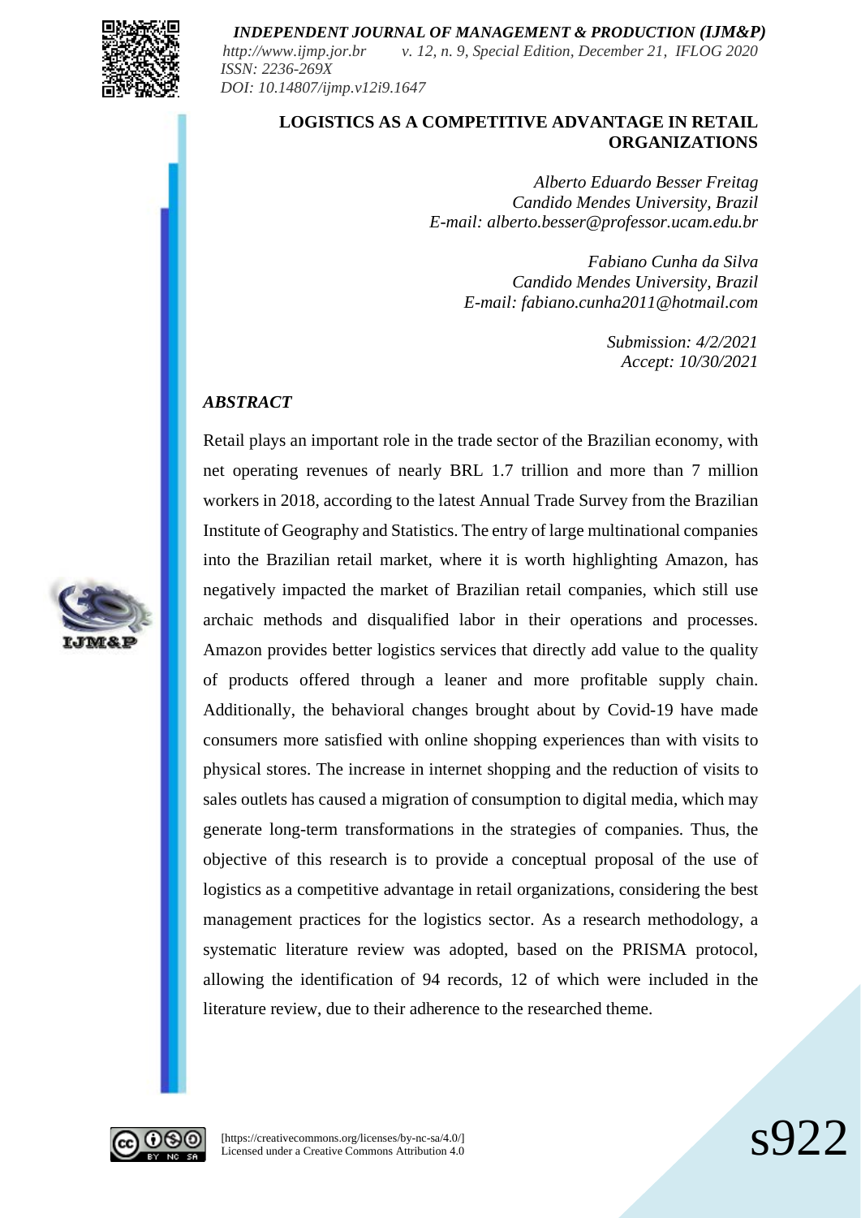# LOGISTICS AS A COMPETITIVE ADVANTAGE IN RETAIL ORGANIZATIONS

*Alberto Eduardo Besser Freitag*
*Candido Mendes University, Brazil*
*E-mail: alberto.besser@professor.ucam.edu.br*

*Fabiano Cunha da Silva*
*Candido Mendes University, Brazil*
*E-mail: fabiano.cunha2011@hotmail.com*

*Submission: 4/2/2021*
*Accept: 10/30/2021*

## *ABSTRACT*

Retail plays an important role in the trade sector of the Brazilian economy, with net operating revenues of nearly BRL 1.7 trillion and more than 7 million workers in 2018, according to the latest Annual Trade Survey from the Brazilian Institute of Geography and Statistics. The entry of large multinational companies into the Brazilian retail market, where it is worth highlighting Amazon, has negatively impacted the market of Brazilian retail companies, which still use archaic methods and disqualified labor in their operations and processes. Amazon provides better logistics services that directly add value to the quality of products offered through a leaner and more profitable supply chain. Additionally, the behavioral changes brought about by Covid-19 have made consumers more satisfied with online shopping experiences than with visits to physical stores. The increase in internet shopping and the reduction of visits to sales outlets has caused a migration of consumption to digital media, which may generate long-term transformations in the strategies of companies. Thus, the objective of this research is to provide a conceptual proposal of the use of logistics as a competitive advantage in retail organizations, considering the best management practices for the logistics sector. As a research methodology, a systematic literature review was adopted, based on the PRISMA protocol, allowing the identification of 94 records, 12 of which were included in the literature review, due to their adherence to the researched theme.

[https://creativecommons.org/licenses/by-nc-sa/4.0/]
Licensed under a Creative Commons Attribution 4.0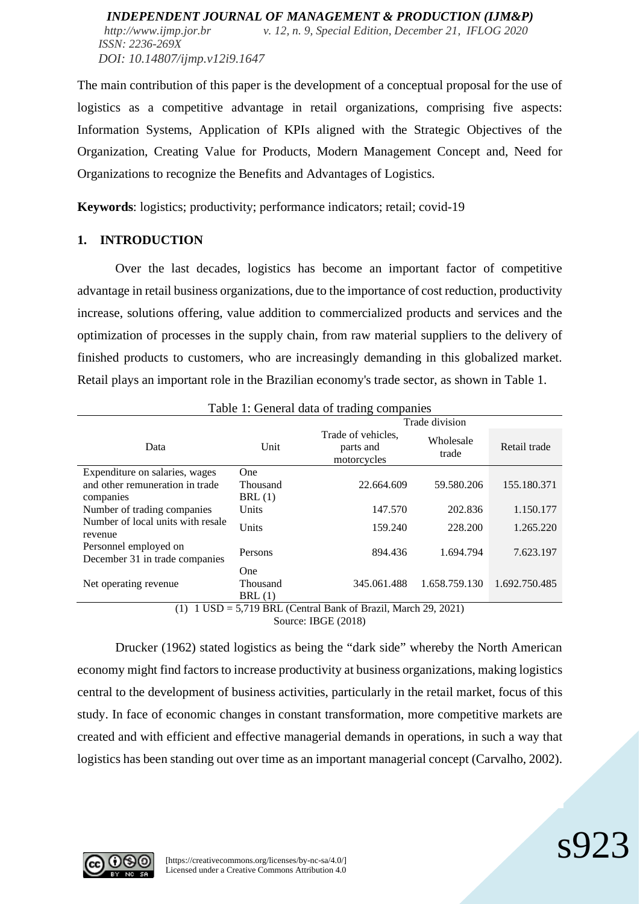The main contribution of this paper is the development of a conceptual proposal for the use of logistics as a competitive advantage in retail organizations, comprising five aspects: Information Systems, Application of KPIs aligned with the Strategic Objectives of the Organization, Creating Value for Products, Modern Management Concept and, Need for Organizations to recognize the Benefits and Advantages of Logistics.

**Keywords**: logistics; productivity; performance indicators; retail; covid-19

## 1. INTRODUCTION

Over the last decades, logistics has become an important factor of competitive advantage in retail business organizations, due to the importance of cost reduction, productivity increase, solutions offering, value addition to commercialized products and services and the optimization of processes in the supply chain, from raw material suppliers to the delivery of finished products to customers, who are increasingly demanding in this globalized market. Retail plays an important role in the Brazilian economy's trade sector, as shown in Table 1.

Table 1: General data of trading companies

| Data | Unit | Trade division | | |
|---|---|---|---|---|
| | | Trade of vehicles, parts and motorcycles | Wholesale trade | Retail trade |
| Expenditure on salaries, wages and other remuneration in trade companies | One Thousand BRL (1) | 22.664.609 | 59.580.206 | 155.180.371 |
| Number of trading companies | Units | 147.570 | 202.836 | 1.150.177 |
| Number of local units with resale revenue | Units | 159.240 | 228.200 | 1.265.220 |
| Personnel employed on December 31 in trade companies | Persons | 894.436 | 1.694.794 | 7.623.197 |
| Net operating revenue | One Thousand BRL (1) | 345.061.488 | 1.658.759.130 | 1.692.750.485 |

(1) 1 USD = 5,719 BRL (Central Bank of Brazil, March 29, 2021)

Source: IBGE (2018)

Drucker (1962) stated logistics as being the "dark side" whereby the North American economy might find factors to increase productivity at business organizations, making logistics central to the development of business activities, particularly in the retail market, focus of this study. In face of economic changes in constant transformation, more competitive markets are created and with efficient and effective managerial demands in operations, in such a way that logistics has been standing out over time as an important managerial concept (Carvalho, 2002).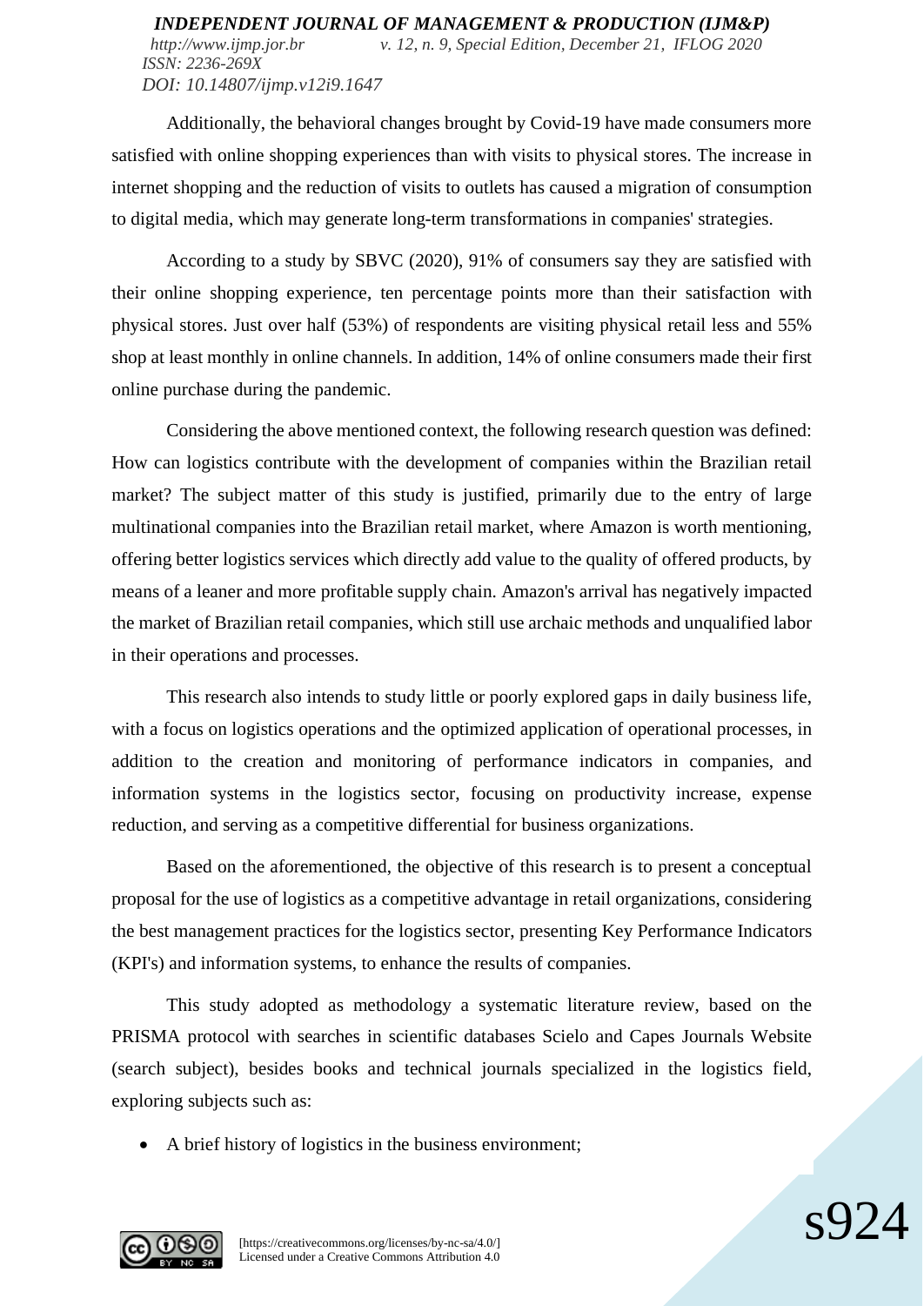Additionally, the behavioral changes brought by Covid-19 have made consumers more satisfied with online shopping experiences than with visits to physical stores. The increase in internet shopping and the reduction of visits to outlets has caused a migration of consumption to digital media, which may generate long-term transformations in companies' strategies.

According to a study by SBVC (2020), 91% of consumers say they are satisfied with their online shopping experience, ten percentage points more than their satisfaction with physical stores. Just over half (53%) of respondents are visiting physical retail less and 55% shop at least monthly in online channels. In addition, 14% of online consumers made their first online purchase during the pandemic.

Considering the above mentioned context, the following research question was defined: How can logistics contribute with the development of companies within the Brazilian retail market? The subject matter of this study is justified, primarily due to the entry of large multinational companies into the Brazilian retail market, where Amazon is worth mentioning, offering better logistics services which directly add value to the quality of offered products, by means of a leaner and more profitable supply chain. Amazon's arrival has negatively impacted the market of Brazilian retail companies, which still use archaic methods and unqualified labor in their operations and processes.

This research also intends to study little or poorly explored gaps in daily business life, with a focus on logistics operations and the optimized application of operational processes, in addition to the creation and monitoring of performance indicators in companies, and information systems in the logistics sector, focusing on productivity increase, expense reduction, and serving as a competitive differential for business organizations.

Based on the aforementioned, the objective of this research is to present a conceptual proposal for the use of logistics as a competitive advantage in retail organizations, considering the best management practices for the logistics sector, presenting Key Performance Indicators (KPI's) and information systems, to enhance the results of companies.

This study adopted as methodology a systematic literature review, based on the PRISMA protocol with searches in scientific databases Scielo and Capes Journals Website (search subject), besides books and technical journals specialized in the logistics field, exploring subjects such as:

- A brief history of logistics in the business environment;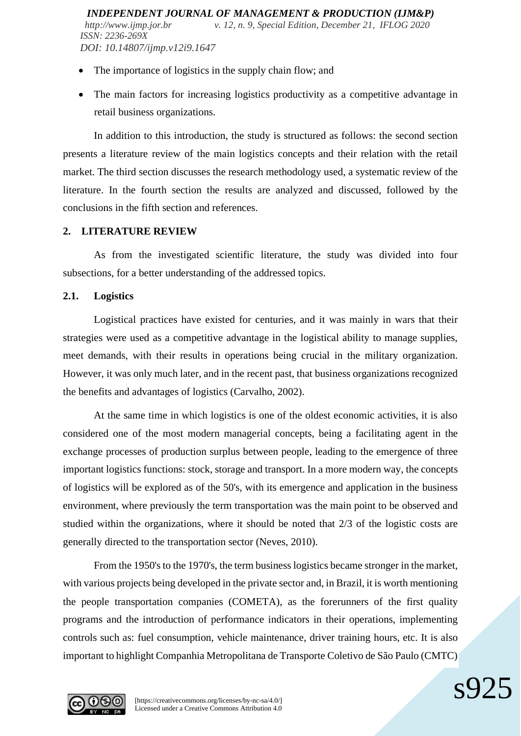- The importance of logistics in the supply chain flow; and
- The main factors for increasing logistics productivity as a competitive advantage in retail business organizations.

In addition to this introduction, the study is structured as follows: the second section presents a literature review of the main logistics concepts and their relation with the retail market. The third section discusses the research methodology used, a systematic review of the literature. In the fourth section the results are analyzed and discussed, followed by the conclusions in the fifth section and references.

## 2. LITERATURE REVIEW

As from the investigated scientific literature, the study was divided into four subsections, for a better understanding of the addressed topics.

### 2.1. Logistics

Logistical practices have existed for centuries, and it was mainly in wars that their strategies were used as a competitive advantage in the logistical ability to manage supplies, meet demands, with their results in operations being crucial in the military organization. However, it was only much later, and in the recent past, that business organizations recognized the benefits and advantages of logistics (Carvalho, 2002).

At the same time in which logistics is one of the oldest economic activities, it is also considered one of the most modern managerial concepts, being a facilitating agent in the exchange processes of production surplus between people, leading to the emergence of three important logistics functions: stock, storage and transport. In a more modern way, the concepts of logistics will be explored as of the 50's, with its emergence and application in the business environment, where previously the term transportation was the main point to be observed and studied within the organizations, where it should be noted that 2/3 of the logistic costs are generally directed to the transportation sector (Neves, 2010).

From the 1950's to the 1970's, the term business logistics became stronger in the market, with various projects being developed in the private sector and, in Brazil, it is worth mentioning the people transportation companies (COMETA), as the forerunners of the first quality programs and the introduction of performance indicators in their operations, implementing controls such as: fuel consumption, vehicle maintenance, driver training hours, etc. It is also important to highlight Companhia Metropolitana de Transporte Coletivo de São Paulo (CMTC)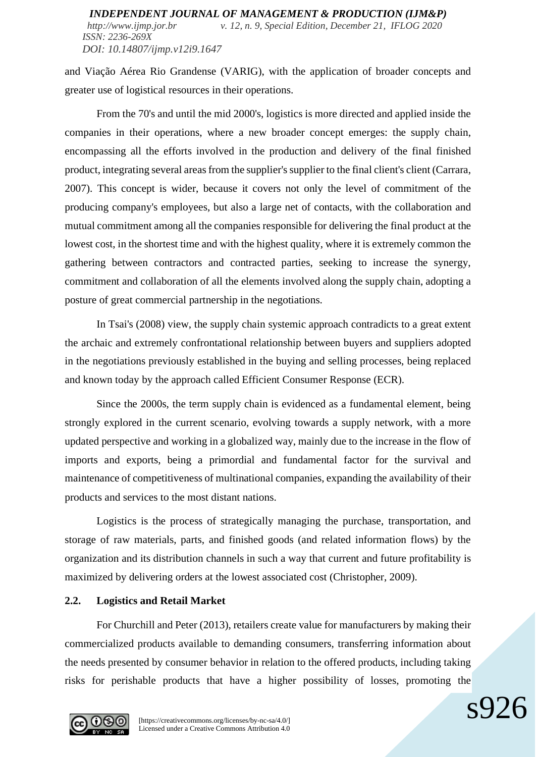and Viação Aérea Rio Grandense (VARIG), with the application of broader concepts and greater use of logistical resources in their operations.

From the 70's and until the mid 2000's, logistics is more directed and applied inside the companies in their operations, where a new broader concept emerges: the supply chain, encompassing all the efforts involved in the production and delivery of the final finished product, integrating several areas from the supplier's supplier to the final client's client (Carrara, 2007). This concept is wider, because it covers not only the level of commitment of the producing company's employees, but also a large net of contacts, with the collaboration and mutual commitment among all the companies responsible for delivering the final product at the lowest cost, in the shortest time and with the highest quality, where it is extremely common the gathering between contractors and contracted parties, seeking to increase the synergy, commitment and collaboration of all the elements involved along the supply chain, adopting a posture of great commercial partnership in the negotiations.

In Tsai's (2008) view, the supply chain systemic approach contradicts to a great extent the archaic and extremely confrontational relationship between buyers and suppliers adopted in the negotiations previously established in the buying and selling processes, being replaced and known today by the approach called Efficient Consumer Response (ECR).

Since the 2000s, the term supply chain is evidenced as a fundamental element, being strongly explored in the current scenario, evolving towards a supply network, with a more updated perspective and working in a globalized way, mainly due to the increase in the flow of imports and exports, being a primordial and fundamental factor for the survival and maintenance of competitiveness of multinational companies, expanding the availability of their products and services to the most distant nations.

Logistics is the process of strategically managing the purchase, transportation, and storage of raw materials, parts, and finished goods (and related information flows) by the organization and its distribution channels in such a way that current and future profitability is maximized by delivering orders at the lowest associated cost (Christopher, 2009).

## 2.2. Logistics and Retail Market

For Churchill and Peter (2013), retailers create value for manufacturers by making their commercialized products available to demanding consumers, transferring information about the needs presented by consumer behavior in relation to the offered products, including taking risks for perishable products that have a higher possibility of losses, promoting the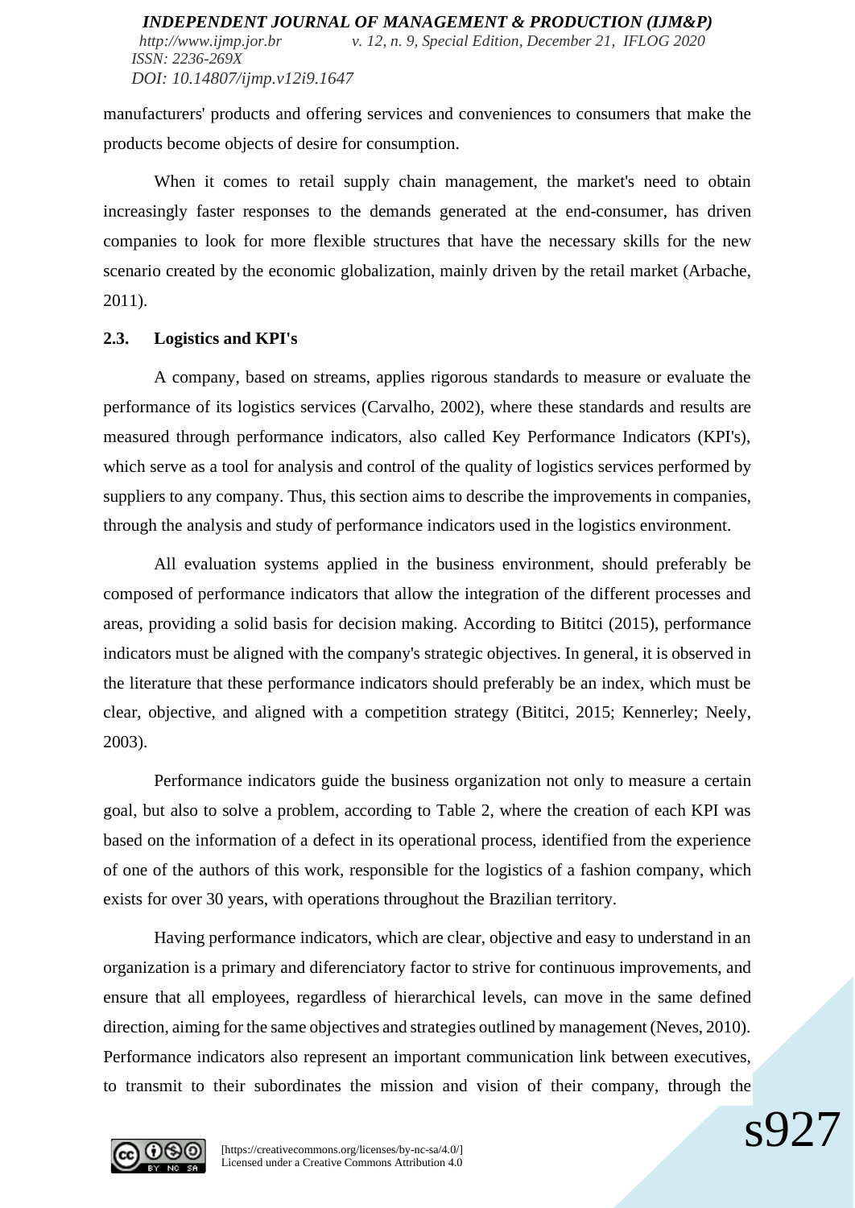manufacturers' products and offering services and conveniences to consumers that make the products become objects of desire for consumption.

When it comes to retail supply chain management, the market's need to obtain increasingly faster responses to the demands generated at the end-consumer, has driven companies to look for more flexible structures that have the necessary skills for the new scenario created by the economic globalization, mainly driven by the retail market (Arbache, 2011).

### 2.3. Logistics and KPI's

A company, based on streams, applies rigorous standards to measure or evaluate the performance of its logistics services (Carvalho, 2002), where these standards and results are measured through performance indicators, also called Key Performance Indicators (KPI's), which serve as a tool for analysis and control of the quality of logistics services performed by suppliers to any company. Thus, this section aims to describe the improvements in companies, through the analysis and study of performance indicators used in the logistics environment.

All evaluation systems applied in the business environment, should preferably be composed of performance indicators that allow the integration of the different processes and areas, providing a solid basis for decision making. According to Bititci (2015), performance indicators must be aligned with the company's strategic objectives. In general, it is observed in the literature that these performance indicators should preferably be an index, which must be clear, objective, and aligned with a competition strategy (Bititci, 2015; Kennerley; Neely, 2003).

Performance indicators guide the business organization not only to measure a certain goal, but also to solve a problem, according to Table 2, where the creation of each KPI was based on the information of a defect in its operational process, identified from the experience of one of the authors of this work, responsible for the logistics of a fashion company, which exists for over 30 years, with operations throughout the Brazilian territory.

Having performance indicators, which are clear, objective and easy to understand in an organization is a primary and diferenciatory factor to strive for continuous improvements, and ensure that all employees, regardless of hierarchical levels, can move in the same defined direction, aiming for the same objectives and strategies outlined by management (Neves, 2010). Performance indicators also represent an important communication link between executives, to transmit to their subordinates the mission and vision of their company, through the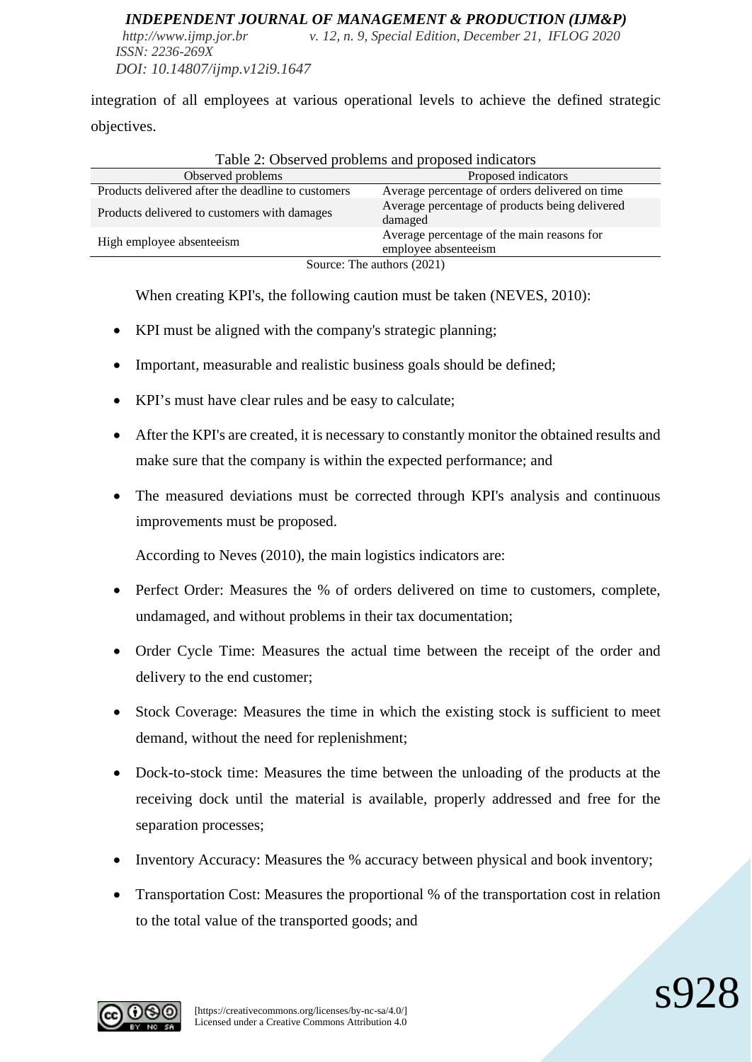integration of all employees at various operational levels to achieve the defined strategic objectives.

Table 2: Observed problems and proposed indicators

| Observed problems | Proposed indicators |
| --- | --- |
| Products delivered after the deadline to customers | Average percentage of orders delivered on time |
| Products delivered to customers with damages | Average percentage of products being delivered damaged |
| High employee absenteeism | Average percentage of the main reasons for employee absenteeism |

Source: The authors (2021)

When creating KPI's, the following caution must be taken (NEVES, 2010):

- KPI must be aligned with the company's strategic planning;
- Important, measurable and realistic business goals should be defined;
- KPI's must have clear rules and be easy to calculate;
- After the KPI's are created, it is necessary to constantly monitor the obtained results and make sure that the company is within the expected performance; and
- The measured deviations must be corrected through KPI's analysis and continuous improvements must be proposed.

According to Neves (2010), the main logistics indicators are:

- Perfect Order: Measures the % of orders delivered on time to customers, complete, undamaged, and without problems in their tax documentation;
- Order Cycle Time: Measures the actual time between the receipt of the order and delivery to the end customer;
- Stock Coverage: Measures the time in which the existing stock is sufficient to meet demand, without the need for replenishment;
- Dock-to-stock time: Measures the time between the unloading of the products at the receiving dock until the material is available, properly addressed and free for the separation processes;
- Inventory Accuracy: Measures the % accuracy between physical and book inventory;
- Transportation Cost: Measures the proportional % of the transportation cost in relation to the total value of the transported goods; and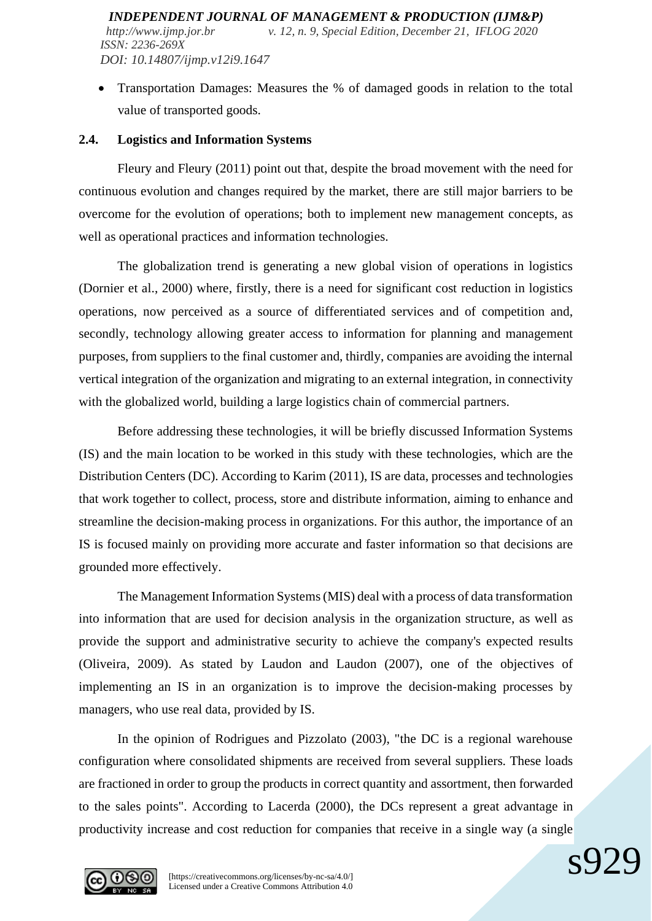- Transportation Damages: Measures the % of damaged goods in relation to the total value of transported goods.

### 2.4. Logistics and Information Systems

Fleury and Fleury (2011) point out that, despite the broad movement with the need for continuous evolution and changes required by the market, there are still major barriers to be overcome for the evolution of operations; both to implement new management concepts, as well as operational practices and information technologies.

The globalization trend is generating a new global vision of operations in logistics (Dornier et al., 2000) where, firstly, there is a need for significant cost reduction in logistics operations, now perceived as a source of differentiated services and of competition and, secondly, technology allowing greater access to information for planning and management purposes, from suppliers to the final customer and, thirdly, companies are avoiding the internal vertical integration of the organization and migrating to an external integration, in connectivity with the globalized world, building a large logistics chain of commercial partners.

Before addressing these technologies, it will be briefly discussed Information Systems (IS) and the main location to be worked in this study with these technologies, which are the Distribution Centers (DC). According to Karim (2011), IS are data, processes and technologies that work together to collect, process, store and distribute information, aiming to enhance and streamline the decision-making process in organizations. For this author, the importance of an IS is focused mainly on providing more accurate and faster information so that decisions are grounded more effectively.

The Management Information Systems (MIS) deal with a process of data transformation into information that are used for decision analysis in the organization structure, as well as provide the support and administrative security to achieve the company's expected results (Oliveira, 2009). As stated by Laudon and Laudon (2007), one of the objectives of implementing an IS in an organization is to improve the decision-making processes by managers, who use real data, provided by IS.

In the opinion of Rodrigues and Pizzolato (2003), "the DC is a regional warehouse configuration where consolidated shipments are received from several suppliers. These loads are fractioned in order to group the products in correct quantity and assortment, then forwarded to the sales points". According to Lacerda (2000), the DCs represent a great advantage in productivity increase and cost reduction for companies that receive in a single way (a single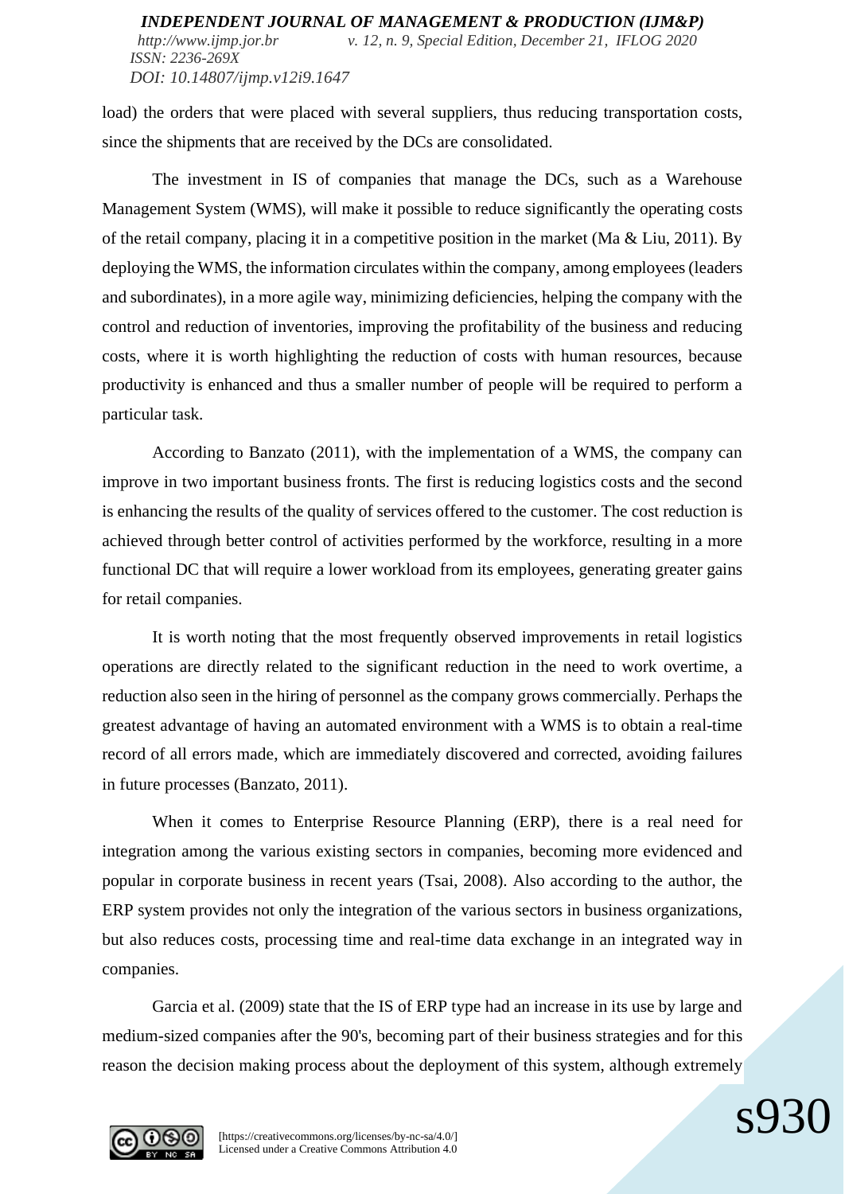load) the orders that were placed with several suppliers, thus reducing transportation costs, since the shipments that are received by the DCs are consolidated.

The investment in IS of companies that manage the DCs, such as a Warehouse Management System (WMS), will make it possible to reduce significantly the operating costs of the retail company, placing it in a competitive position in the market (Ma & Liu, 2011). By deploying the WMS, the information circulates within the company, among employees (leaders and subordinates), in a more agile way, minimizing deficiencies, helping the company with the control and reduction of inventories, improving the profitability of the business and reducing costs, where it is worth highlighting the reduction of costs with human resources, because productivity is enhanced and thus a smaller number of people will be required to perform a particular task.

According to Banzato (2011), with the implementation of a WMS, the company can improve in two important business fronts. The first is reducing logistics costs and the second is enhancing the results of the quality of services offered to the customer. The cost reduction is achieved through better control of activities performed by the workforce, resulting in a more functional DC that will require a lower workload from its employees, generating greater gains for retail companies.

It is worth noting that the most frequently observed improvements in retail logistics operations are directly related to the significant reduction in the need to work overtime, a reduction also seen in the hiring of personnel as the company grows commercially. Perhaps the greatest advantage of having an automated environment with a WMS is to obtain a real-time record of all errors made, which are immediately discovered and corrected, avoiding failures in future processes (Banzato, 2011).

When it comes to Enterprise Resource Planning (ERP), there is a real need for integration among the various existing sectors in companies, becoming more evidenced and popular in corporate business in recent years (Tsai, 2008). Also according to the author, the ERP system provides not only the integration of the various sectors in business organizations, but also reduces costs, processing time and real-time data exchange in an integrated way in companies.

Garcia et al. (2009) state that the IS of ERP type had an increase in its use by large and medium-sized companies after the 90's, becoming part of their business strategies and for this reason the decision making process about the deployment of this system, although extremely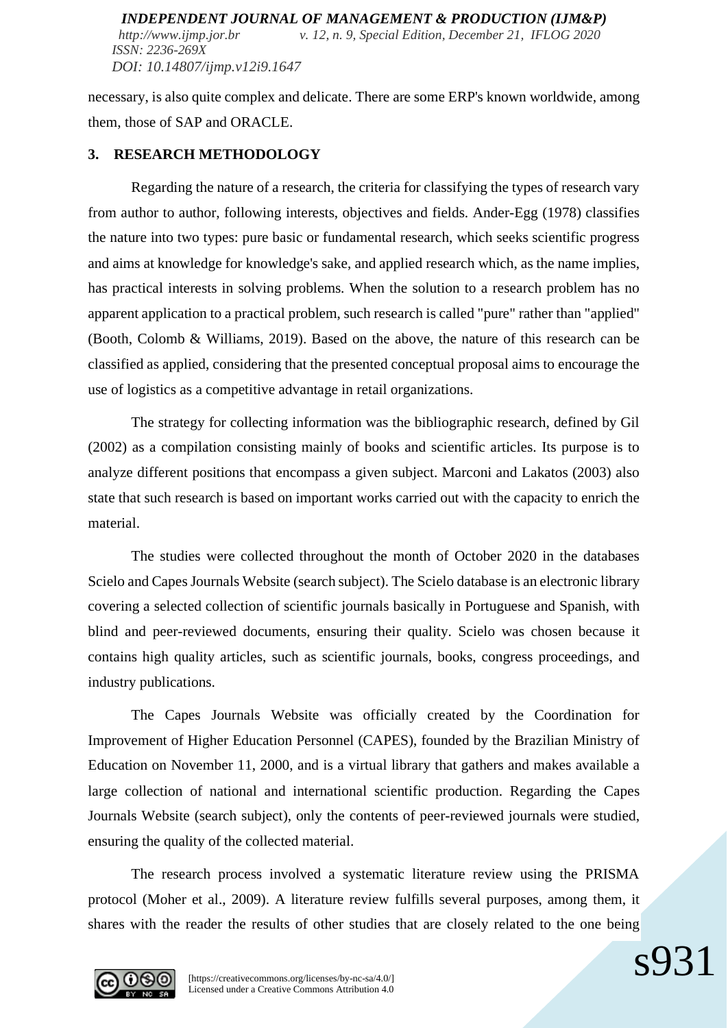necessary, is also quite complex and delicate. There are some ERP's known worldwide, among them, those of SAP and ORACLE.

## 3. RESEARCH METHODOLOGY

Regarding the nature of a research, the criteria for classifying the types of research vary from author to author, following interests, objectives and fields. Ander-Egg (1978) classifies the nature into two types: pure basic or fundamental research, which seeks scientific progress and aims at knowledge for knowledge's sake, and applied research which, as the name implies, has practical interests in solving problems. When the solution to a research problem has no apparent application to a practical problem, such research is called "pure" rather than "applied" (Booth, Colomb & Williams, 2019). Based on the above, the nature of this research can be classified as applied, considering that the presented conceptual proposal aims to encourage the use of logistics as a competitive advantage in retail organizations.

The strategy for collecting information was the bibliographic research, defined by Gil (2002) as a compilation consisting mainly of books and scientific articles. Its purpose is to analyze different positions that encompass a given subject. Marconi and Lakatos (2003) also state that such research is based on important works carried out with the capacity to enrich the material.

The studies were collected throughout the month of October 2020 in the databases Scielo and Capes Journals Website (search subject). The Scielo database is an electronic library covering a selected collection of scientific journals basically in Portuguese and Spanish, with blind and peer-reviewed documents, ensuring their quality. Scielo was chosen because it contains high quality articles, such as scientific journals, books, congress proceedings, and industry publications.

The Capes Journals Website was officially created by the Coordination for Improvement of Higher Education Personnel (CAPES), founded by the Brazilian Ministry of Education on November 11, 2000, and is a virtual library that gathers and makes available a large collection of national and international scientific production. Regarding the Capes Journals Website (search subject), only the contents of peer-reviewed journals were studied, ensuring the quality of the collected material.

The research process involved a systematic literature review using the PRISMA protocol (Moher et al., 2009). A literature review fulfills several purposes, among them, it shares with the reader the results of other studies that are closely related to the one being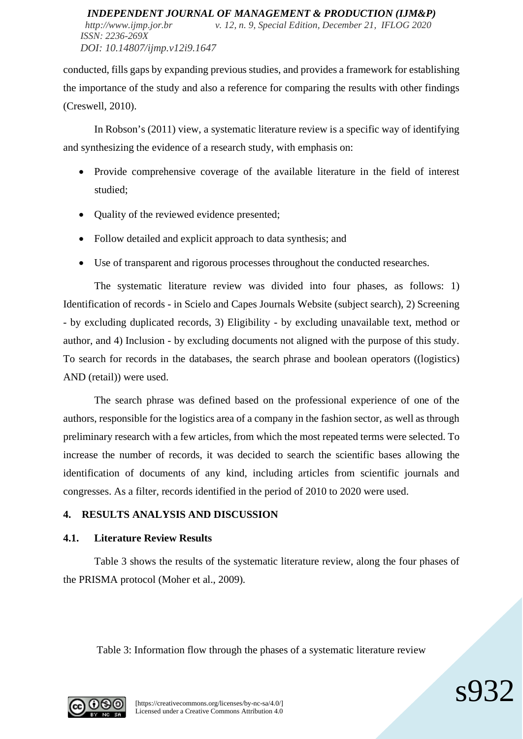conducted, fills gaps by expanding previous studies, and provides a framework for establishing the importance of the study and also a reference for comparing the results with other findings (Creswell, 2010).

In Robson's (2011) view, a systematic literature review is a specific way of identifying and synthesizing the evidence of a research study, with emphasis on:

- Provide comprehensive coverage of the available literature in the field of interest studied;
- Quality of the reviewed evidence presented;
- Follow detailed and explicit approach to data synthesis; and
- Use of transparent and rigorous processes throughout the conducted researches.

The systematic literature review was divided into four phases, as follows: 1) Identification of records - in Scielo and Capes Journals Website (subject search), 2) Screening - by excluding duplicated records, 3) Eligibility - by excluding unavailable text, method or author, and 4) Inclusion - by excluding documents not aligned with the purpose of this study. To search for records in the databases, the search phrase and boolean operators ((logistics) AND (retail)) were used.

The search phrase was defined based on the professional experience of one of the authors, responsible for the logistics area of a company in the fashion sector, as well as through preliminary research with a few articles, from which the most repeated terms were selected. To increase the number of records, it was decided to search the scientific bases allowing the identification of documents of any kind, including articles from scientific journals and congresses. As a filter, records identified in the period of 2010 to 2020 were used.

## 4. RESULTS ANALYSIS AND DISCUSSION

### 4.1. Literature Review Results

Table 3 shows the results of the systematic literature review, along the four phases of the PRISMA protocol (Moher et al., 2009).

Table 3: Information flow through the phases of a systematic literature review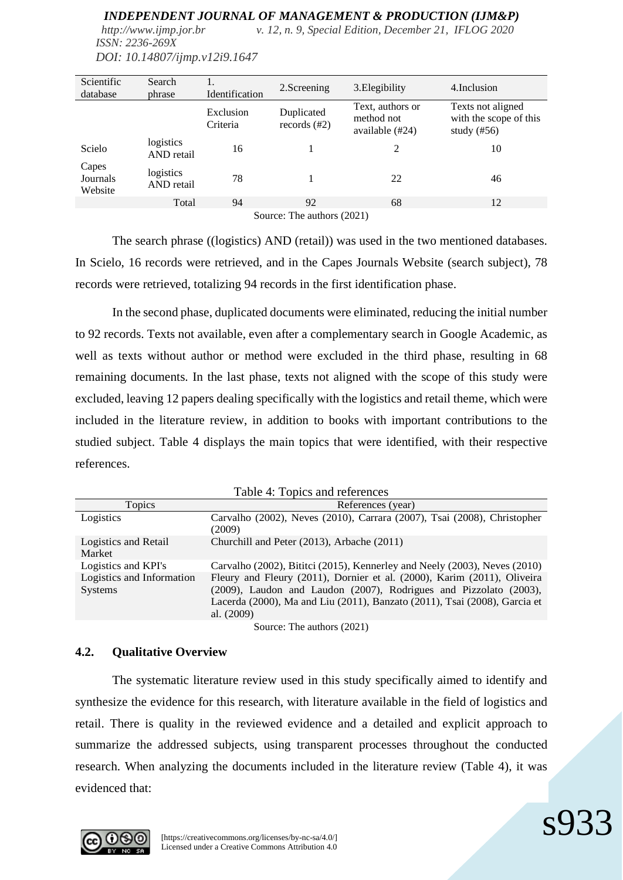| Scientific database | Search phrase | 1. Identification | 2.Screening | 3.Elegibility | 4.Inclusion |
|---|---|---|---|---|---|
| | | Exclusion Criteria | Duplicated records (#2) | Text, authors or method not available (#24) | Texts not aligned with the scope of this study (#56) |
| Scielo | logistics AND retail | 16 | 1 | 2 | 10 |
| Capes Journals Website | logistics AND retail | 78 | 1 | 22 | 46 |
| | Total | 94 | 92 | 68 | 12 |

Source: The authors (2021)

The search phrase ((logistics) AND (retail)) was used in the two mentioned databases. In Scielo, 16 records were retrieved, and in the Capes Journals Website (search subject), 78 records were retrieved, totalizing 94 records in the first identification phase.

In the second phase, duplicated documents were eliminated, reducing the initial number to 92 records. Texts not available, even after a complementary search in Google Academic, as well as texts without author or method were excluded in the third phase, resulting in 68 remaining documents. In the last phase, texts not aligned with the scope of this study were excluded, leaving 12 papers dealing specifically with the logistics and retail theme, which were included in the literature review, in addition to books with important contributions to the studied subject. Table 4 displays the main topics that were identified, with their respective references.

Table 4: Topics and references

| Topics | References (year) |
|---|---|
| Logistics | Carvalho (2002), Neves (2010), Carrara (2007), Tsai (2008), Christopher (2009) |
| Logistics and Retail Market | Churchill and Peter (2013), Arbache (2011) |
| Logistics and KPI's | Carvalho (2002), Bititci (2015), Kennerley and Neely (2003), Neves (2010) |
| Logistics and Information Systems | Fleury and Fleury (2011), Dornier et al. (2000), Karim (2011), Oliveira (2009), Laudon and Laudon (2007), Rodrigues and Pizzolato (2003), Lacerda (2000), Ma and Liu (2011), Banzato (2011), Tsai (2008), Garcia et al. (2009) |

Source: The authors (2021)

## 4.2. Qualitative Overview

The systematic literature review used in this study specifically aimed to identify and synthesize the evidence for this research, with literature available in the field of logistics and retail. There is quality in the reviewed evidence and a detailed and explicit approach to summarize the addressed subjects, using transparent processes throughout the conducted research. When analyzing the documents included in the literature review (Table 4), it was evidenced that: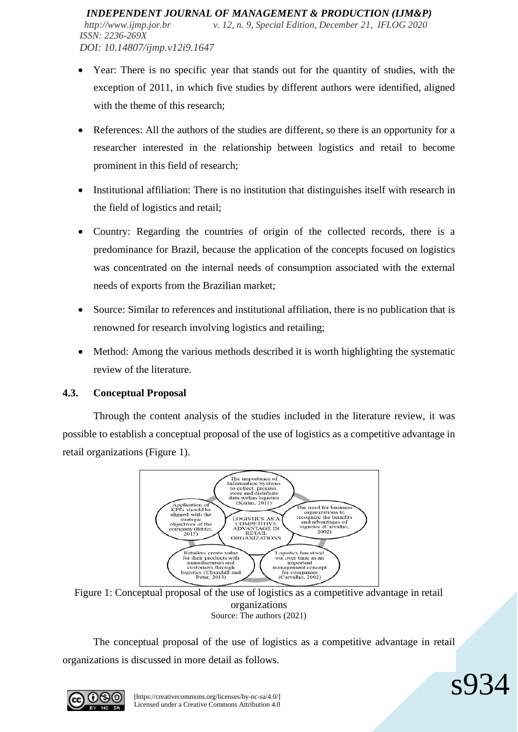- Year: There is no specific year that stands out for the quantity of studies, with the exception of 2011, in which five studies by different authors were identified, aligned with the theme of this research;
- References: All the authors of the studies are different, so there is an opportunity for a researcher interested in the relationship between logistics and retail to become prominent in this field of research;
- Institutional affiliation: There is no institution that distinguishes itself with research in the field of logistics and retail;
- Country: Regarding the countries of origin of the collected records, there is a predominance for Brazil, because the application of the concepts focused on logistics was concentrated on the internal needs of consumption associated with the external needs of exports from the Brazilian market;
- Source: Similar to references and institutional affiliation, there is no publication that is renowned for research involving logistics and retailing;
- Method: Among the various methods described it is worth highlighting the systematic review of the literature.

### 4.3. Conceptual Proposal

Through the content analysis of the studies included in the literature review, it was possible to establish a conceptual proposal of the use of logistics as a competitive advantage in retail organizations (Figure 1).

The importance of Information Systems to collect, process, store and distribute data within logistics (Karim, 2011)

The need for business organizations to recognize the benefits and advantages of logistics (Carvalho, 2002)

Logistics has stood out over time as an important management concept for companies (Carvalho, 2002)

Retailers create value for their products with manufacturers and customers through logistics (Churchill and Peter, 2013)

Application of KPI's should be aligned with the strategic objectives of the company (Bititci, 2015)

LOGISTICS AS A COMPETITIVE ADVANTAGE IN RETAIL ORGANIZATIONS

Figure 1: Conceptual proposal of the use of logistics as a competitive advantage in retail organizations
Source: The authors (2021)

The conceptual proposal of the use of logistics as a competitive advantage in retail organizations is discussed in more detail as follows.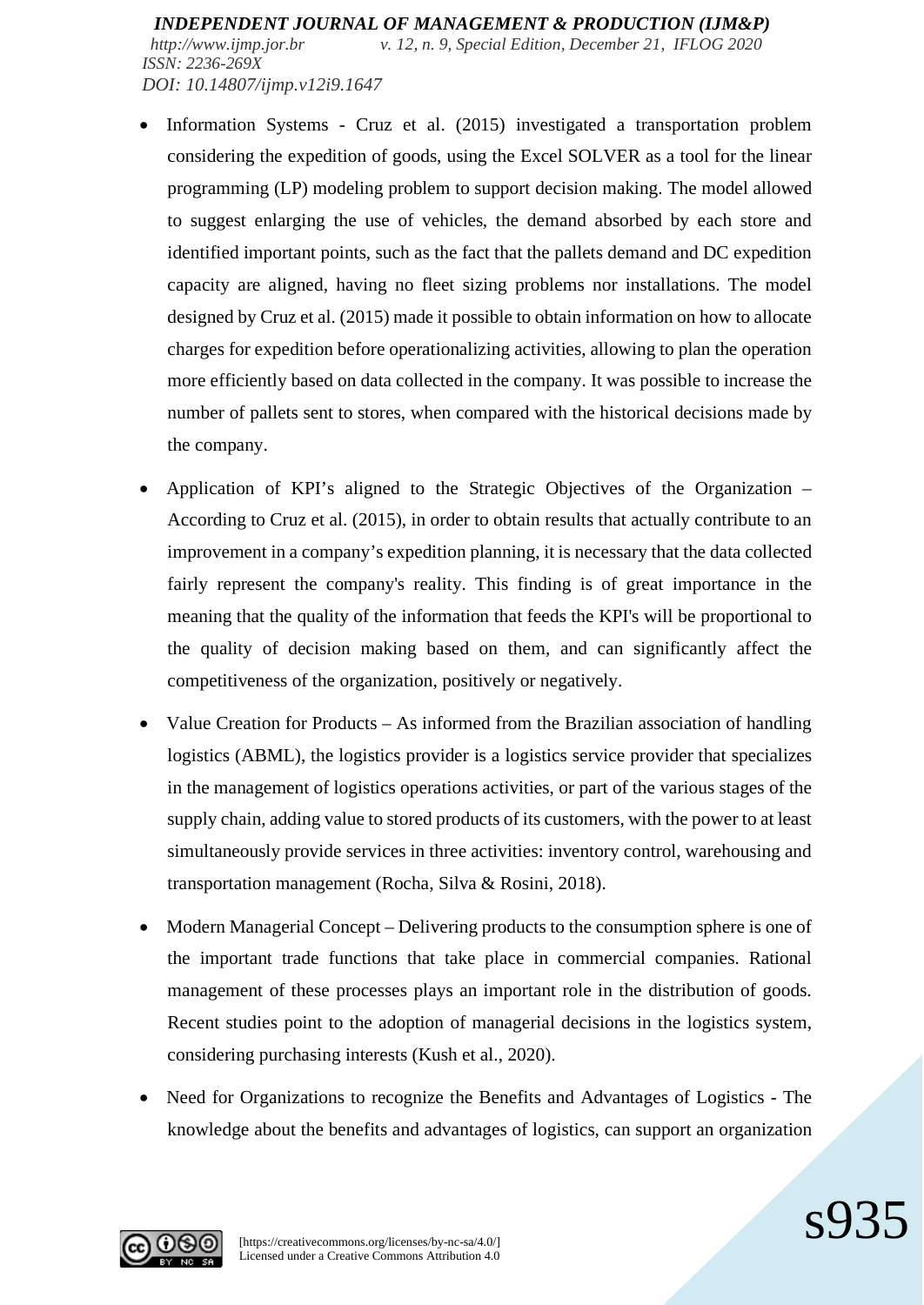- Information Systems - Cruz et al. (2015) investigated a transportation problem considering the expedition of goods, using the Excel SOLVER as a tool for the linear programming (LP) modeling problem to support decision making. The model allowed to suggest enlarging the use of vehicles, the demand absorbed by each store and identified important points, such as the fact that the pallets demand and DC expedition capacity are aligned, having no fleet sizing problems nor installations. The model designed by Cruz et al. (2015) made it possible to obtain information on how to allocate charges for expedition before operationalizing activities, allowing to plan the operation more efficiently based on data collected in the company. It was possible to increase the number of pallets sent to stores, when compared with the historical decisions made by the company.

- Application of KPI's aligned to the Strategic Objectives of the Organization – According to Cruz et al. (2015), in order to obtain results that actually contribute to an improvement in a company's expedition planning, it is necessary that the data collected fairly represent the company's reality. This finding is of great importance in the meaning that the quality of the information that feeds the KPI's will be proportional to the quality of decision making based on them, and can significantly affect the competitiveness of the organization, positively or negatively.

- Value Creation for Products – As informed from the Brazilian association of handling logistics (ABML), the logistics provider is a logistics service provider that specializes in the management of logistics operations activities, or part of the various stages of the supply chain, adding value to stored products of its customers, with the power to at least simultaneously provide services in three activities: inventory control, warehousing and transportation management (Rocha, Silva & Rosini, 2018).

- Modern Managerial Concept – Delivering products to the consumption sphere is one of the important trade functions that take place in commercial companies. Rational management of these processes plays an important role in the distribution of goods. Recent studies point to the adoption of managerial decisions in the logistics system, considering purchasing interests (Kush et al., 2020).

- Need for Organizations to recognize the Benefits and Advantages of Logistics - The knowledge about the benefits and advantages of logistics, can support an organization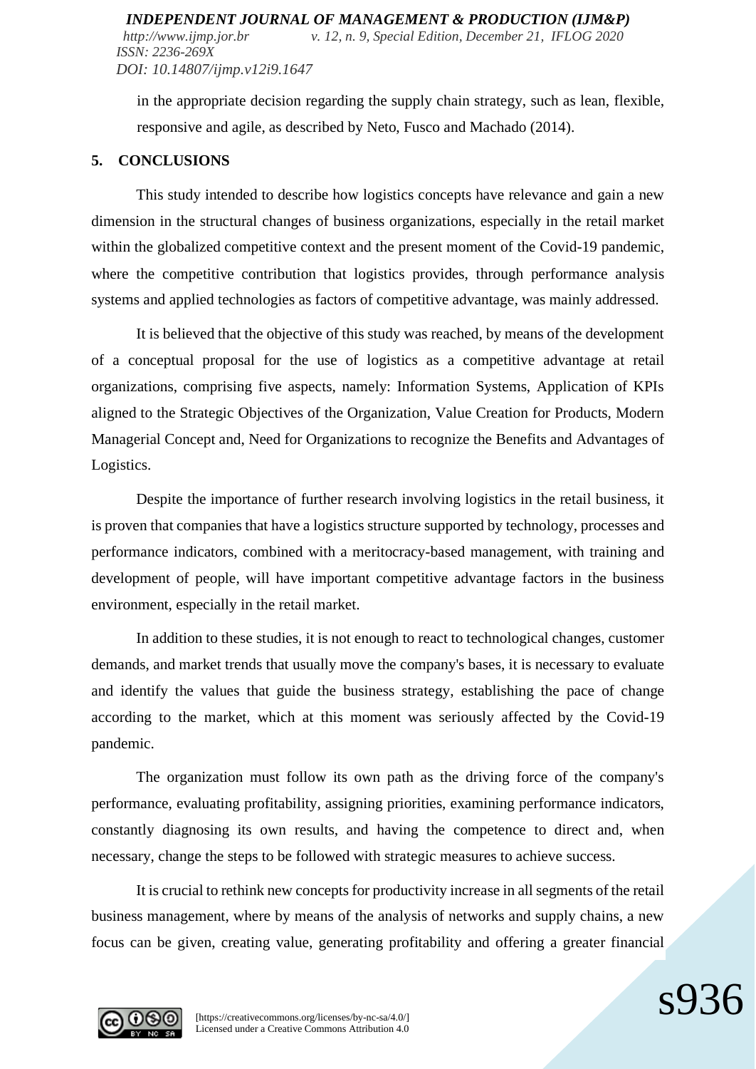in the appropriate decision regarding the supply chain strategy, such as lean, flexible, responsive and agile, as described by Neto, Fusco and Machado (2014).

## 5. CONCLUSIONS

This study intended to describe how logistics concepts have relevance and gain a new dimension in the structural changes of business organizations, especially in the retail market within the globalized competitive context and the present moment of the Covid-19 pandemic, where the competitive contribution that logistics provides, through performance analysis systems and applied technologies as factors of competitive advantage, was mainly addressed.

It is believed that the objective of this study was reached, by means of the development of a conceptual proposal for the use of logistics as a competitive advantage at retail organizations, comprising five aspects, namely: Information Systems, Application of KPIs aligned to the Strategic Objectives of the Organization, Value Creation for Products, Modern Managerial Concept and, Need for Organizations to recognize the Benefits and Advantages of Logistics.

Despite the importance of further research involving logistics in the retail business, it is proven that companies that have a logistics structure supported by technology, processes and performance indicators, combined with a meritocracy-based management, with training and development of people, will have important competitive advantage factors in the business environment, especially in the retail market.

In addition to these studies, it is not enough to react to technological changes, customer demands, and market trends that usually move the company's bases, it is necessary to evaluate and identify the values that guide the business strategy, establishing the pace of change according to the market, which at this moment was seriously affected by the Covid-19 pandemic.

The organization must follow its own path as the driving force of the company's performance, evaluating profitability, assigning priorities, examining performance indicators, constantly diagnosing its own results, and having the competence to direct and, when necessary, change the steps to be followed with strategic measures to achieve success.

It is crucial to rethink new concepts for productivity increase in all segments of the retail business management, where by means of the analysis of networks and supply chains, a new focus can be given, creating value, generating profitability and offering a greater financial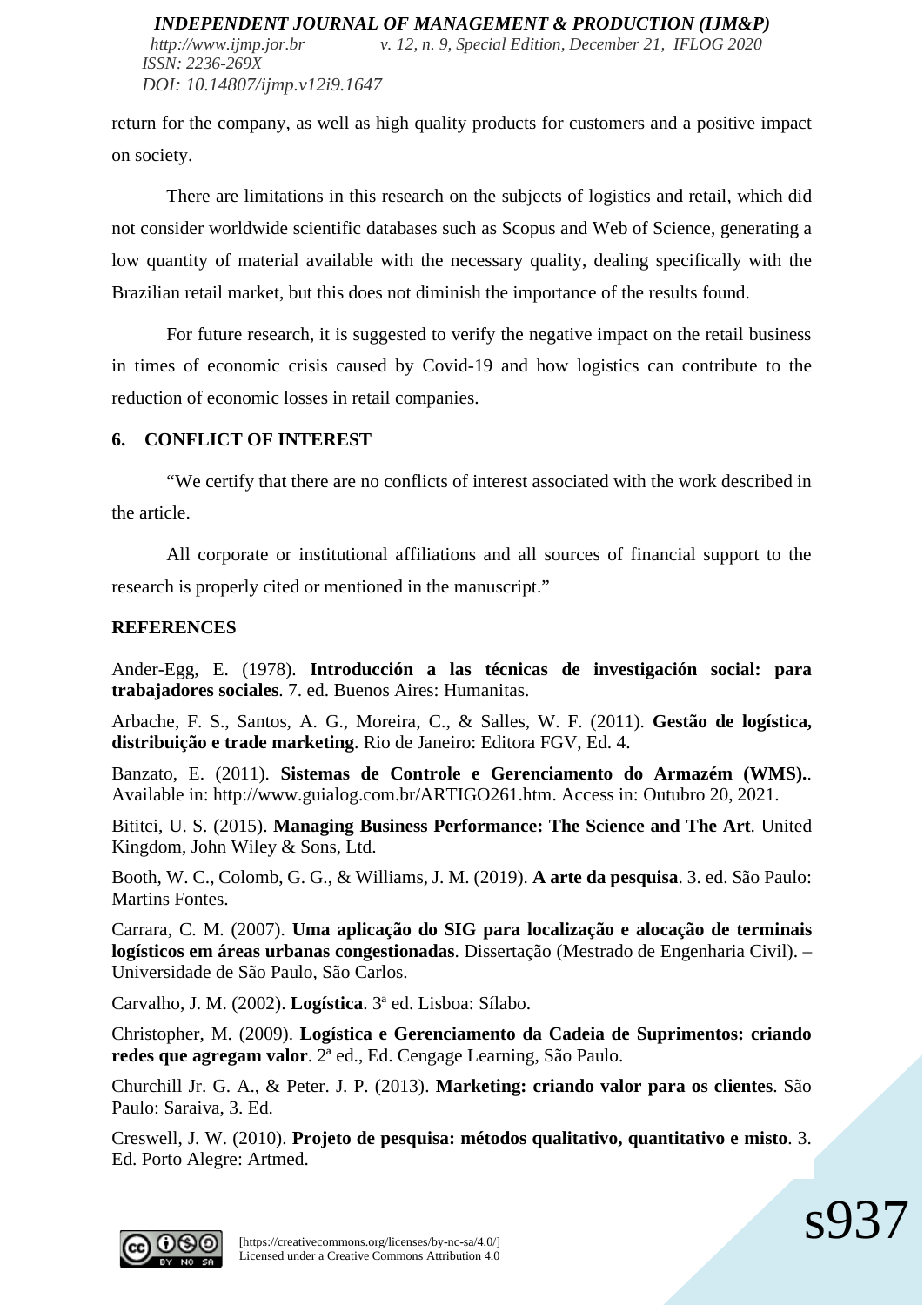return for the company, as well as high quality products for customers and a positive impact on society.

There are limitations in this research on the subjects of logistics and retail, which did not consider worldwide scientific databases such as Scopus and Web of Science, generating a low quantity of material available with the necessary quality, dealing specifically with the Brazilian retail market, but this does not diminish the importance of the results found.

For future research, it is suggested to verify the negative impact on the retail business in times of economic crisis caused by Covid-19 and how logistics can contribute to the reduction of economic losses in retail companies.

## 6. CONFLICT OF INTEREST

"We certify that there are no conflicts of interest associated with the work described in the article.

All corporate or institutional affiliations and all sources of financial support to the research is properly cited or mentioned in the manuscript."

## REFERENCES

Ander-Egg, E. (1978). **Introducción a las técnicas de investigación social: para trabajadores sociales**. 7. ed. Buenos Aires: Humanitas.

Arbache, F. S., Santos, A. G., Moreira, C., & Salles, W. F. (2011). **Gestão de logística, distribuição e trade marketing**. Rio de Janeiro: Editora FGV, Ed. 4.

Banzato, E. (2011). **Sistemas de Controle e Gerenciamento do Armazém (WMS).**. Available in: http://www.guialog.com.br/ARTIGO261.htm. Access in: Outubro 20, 2021.

Bititci, U. S. (2015). **Managing Business Performance: The Science and The Art**. United Kingdom, John Wiley & Sons, Ltd.

Booth, W. C., Colomb, G. G., & Williams, J. M. (2019). **A arte da pesquisa**. 3. ed. São Paulo: Martins Fontes.

Carrara, C. M. (2007). **Uma aplicação do SIG para localização e alocação de terminais logísticos em áreas urbanas congestionadas**. Dissertação (Mestrado de Engenharia Civil). – Universidade de São Paulo, São Carlos.

Carvalho, J. M. (2002). **Logística**. 3ª ed. Lisboa: Sílabo.

Christopher, M. (2009). **Logística e Gerenciamento da Cadeia de Suprimentos: criando redes que agregam valor**. 2ª ed., Ed. Cengage Learning, São Paulo.

Churchill Jr. G. A., & Peter. J. P. (2013). **Marketing: criando valor para os clientes**. São Paulo: Saraiva, 3. Ed.

Creswell, J. W. (2010). **Projeto de pesquisa: métodos qualitativo, quantitativo e misto**. 3. Ed. Porto Alegre: Artmed.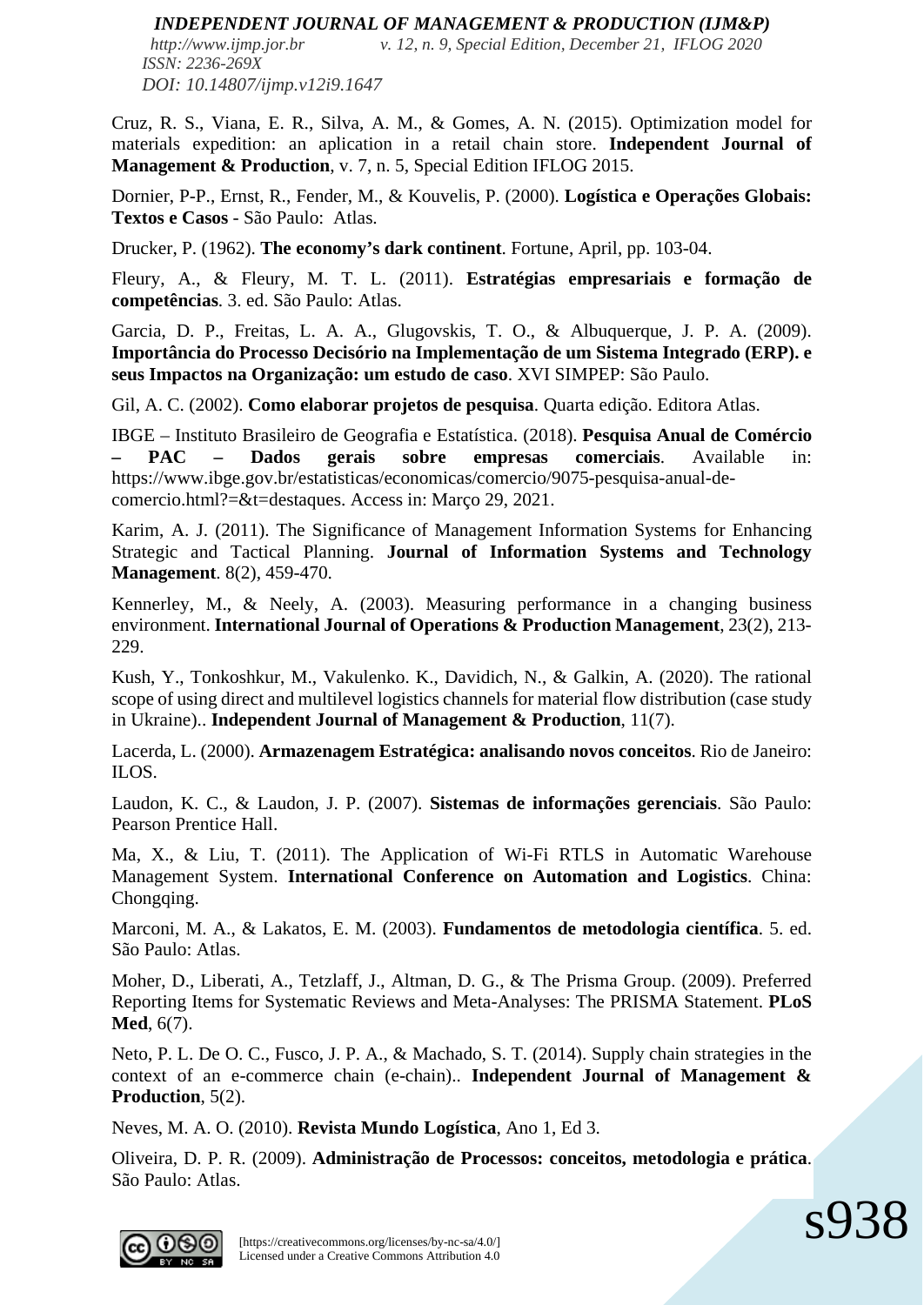Cruz, R. S., Viana, E. R., Silva, A. M., & Gomes, A. N. (2015). Optimization model for materials expedition: an aplication in a retail chain store. **Independent Journal of Management & Production**, v. 7, n. 5, Special Edition IFLOG 2015.

Dornier, P-P., Ernst, R., Fender, M., & Kouvelis, P. (2000). **Logística e Operações Globais: Textos e Casos** - São Paulo: Atlas.

Drucker, P. (1962). **The economy's dark continent**. Fortune, April, pp. 103-04.

Fleury, A., & Fleury, M. T. L. (2011). **Estratégias empresariais e formação de competências**. 3. ed. São Paulo: Atlas.

Garcia, D. P., Freitas, L. A. A., Glugovskis, T. O., & Albuquerque, J. P. A. (2009). **Importância do Processo Decisório na Implementação de um Sistema Integrado (ERP). e seus Impactos na Organização: um estudo de caso**. XVI SIMPEP: São Paulo.

Gil, A. C. (2002). **Como elaborar projetos de pesquisa**. Quarta edição. Editora Atlas.

IBGE – Instituto Brasileiro de Geografia e Estatística. (2018). **Pesquisa Anual de Comércio – PAC – Dados gerais sobre empresas comerciais**. Available in: https://www.ibge.gov.br/estatisticas/economicas/comercio/9075-pesquisa-anual-de-comercio.html?=&t=destaques. Access in: Março 29, 2021.

Karim, A. J. (2011). The Significance of Management Information Systems for Enhancing Strategic and Tactical Planning. **Journal of Information Systems and Technology Management**. 8(2), 459-470.

Kennerley, M., & Neely, A. (2003). Measuring performance in a changing business environment. **International Journal of Operations & Production Management**, 23(2), 213-229.

Kush, Y., Tonkoshkur, M., Vakulenko. K., Davidich, N., & Galkin, A. (2020). The rational scope of using direct and multilevel logistics channels for material flow distribution (case study in Ukraine).. **Independent Journal of Management & Production**, 11(7).

Lacerda, L. (2000). **Armazenagem Estratégica: analisando novos conceitos**. Rio de Janeiro: ILOS.

Laudon, K. C., & Laudon, J. P. (2007). **Sistemas de informações gerenciais**. São Paulo: Pearson Prentice Hall.

Ma, X., & Liu, T. (2011). The Application of Wi-Fi RTLS in Automatic Warehouse Management System. **International Conference on Automation and Logistics**. China: Chongqing.

Marconi, M. A., & Lakatos, E. M. (2003). **Fundamentos de metodologia científica**. 5. ed. São Paulo: Atlas.

Moher, D., Liberati, A., Tetzlaff, J., Altman, D. G., & The Prisma Group. (2009). Preferred Reporting Items for Systematic Reviews and Meta-Analyses: The PRISMA Statement. **PLoS Med**, 6(7).

Neto, P. L. De O. C., Fusco, J. P. A., & Machado, S. T. (2014). Supply chain strategies in the context of an e-commerce chain (e-chain).. **Independent Journal of Management & Production**, 5(2).

Neves, M. A. O. (2010). **Revista Mundo Logística**, Ano 1, Ed 3.

Oliveira, D. P. R. (2009). **Administração de Processos: conceitos, metodologia e prática**. São Paulo: Atlas.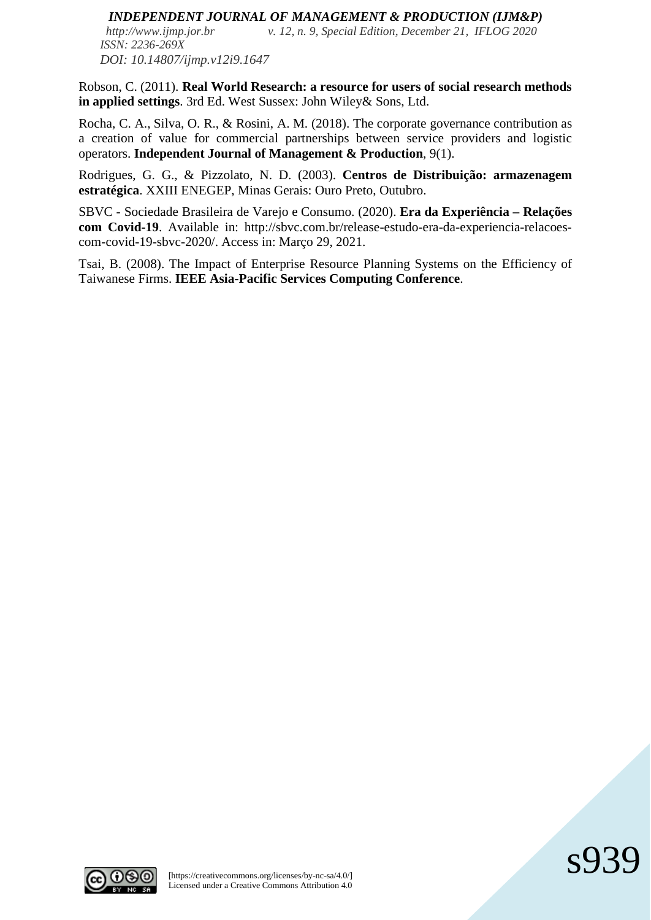Robson, C. (2011). **Real World Research: a resource for users of social research methods in applied settings**. 3rd Ed. West Sussex: John Wiley& Sons, Ltd.

Rocha, C. A., Silva, O. R., & Rosini, A. M. (2018). The corporate governance contribution as a creation of value for commercial partnerships between service providers and logistic operators. **Independent Journal of Management & Production**, 9(1).

Rodrigues, G. G., & Pizzolato, N. D. (2003). **Centros de Distribuição: armazenagem estratégica**. XXIII ENEGEP, Minas Gerais: Ouro Preto, Outubro.

SBVC - Sociedade Brasileira de Varejo e Consumo. (2020). **Era da Experiência – Relações com Covid-19**. Available in: http://sbvc.com.br/release-estudo-era-da-experiencia-relacoes-com-covid-19-sbvc-2020/. Access in: Março 29, 2021.

Tsai, B. (2008). The Impact of Enterprise Resource Planning Systems on the Efficiency of Taiwanese Firms. **IEEE Asia-Pacific Services Computing Conference**.

[https://creativecommons.org/licenses/by-nc-sa/4.0/]
Licensed under a Creative Commons Attribution 4.0